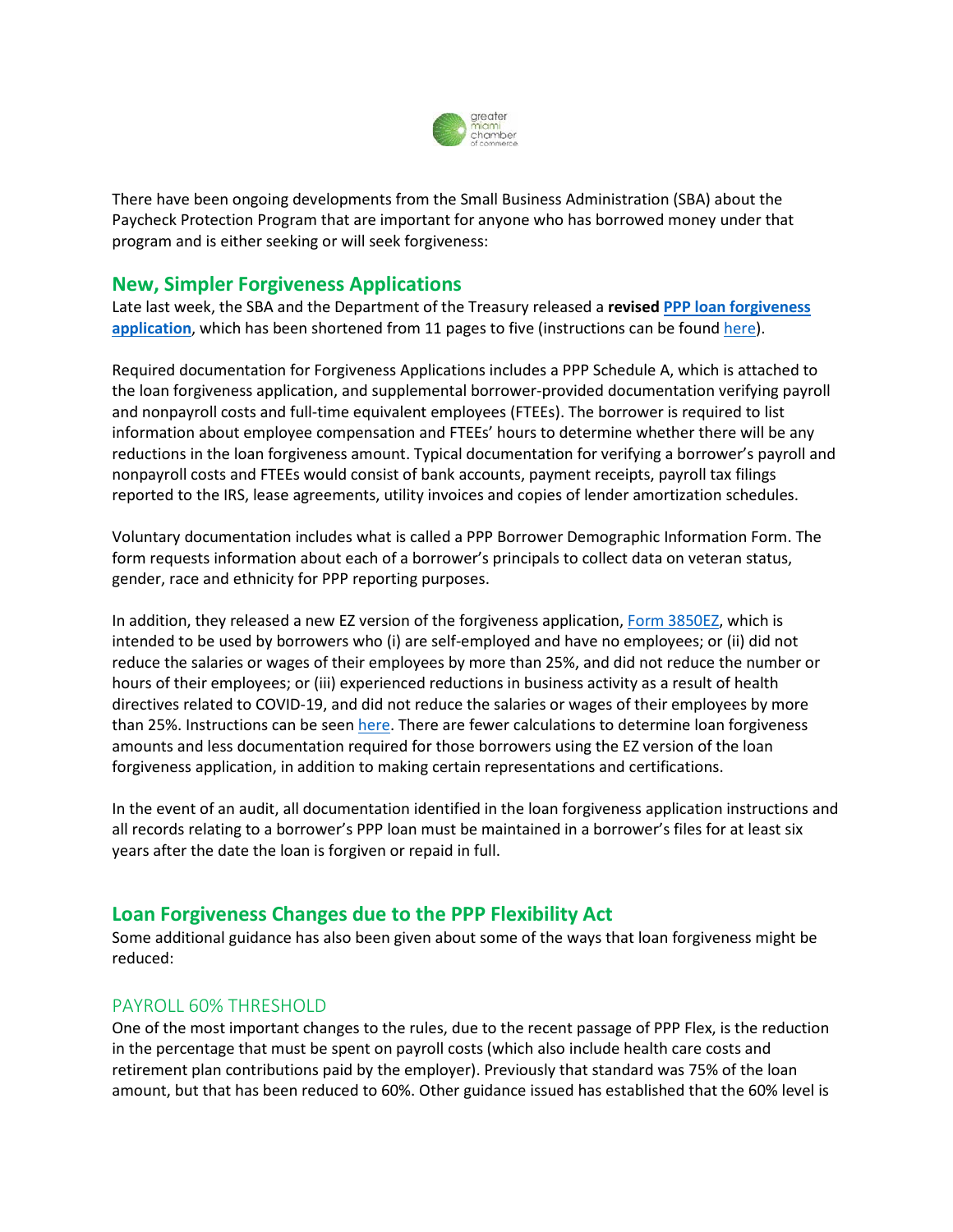There have been ongoing developments from the Small Business Administration (SBA) about the Paycheck Protection Program that are important for anyone who has borrowed money under that program and is either seeking or will seek forgiveness:

## New, Simpler Forgiveness Applications

Late last week, the SBA and the Department of the Treasury released a **revised [PPP loan forgiveness application](PPP loan forgiveness application)**, which has been shortened from 11 pages to five (instructions can be found [here](here)).

Required documentation for Forgiveness Applications includes a PPP Schedule A, which is attached to the loan forgiveness application, and supplemental borrower-provided documentation verifying payroll and nonpayroll costs and full-time equivalent employees (FTEEs). The borrower is required to list information about employee compensation and FTEEs' hours to determine whether there will be any reductions in the loan forgiveness amount. Typical documentation for verifying a borrower's payroll and nonpayroll costs and FTEEs would consist of bank accounts, payment receipts, payroll tax filings reported to the IRS, lease agreements, utility invoices and copies of lender amortization schedules.

Voluntary documentation includes what is called a PPP Borrower Demographic Information Form. The form requests information about each of a borrower's principals to collect data on veteran status, gender, race and ethnicity for PPP reporting purposes.

In addition, they released a new EZ version of the forgiveness application, [Form 3850EZ](Form 3850EZ), which is intended to be used by borrowers who (i) are self-employed and have no employees; or (ii) did not reduce the salaries or wages of their employees by more than 25%, and did not reduce the number or hours of their employees; or (iii) experienced reductions in business activity as a result of health directives related to COVID-19, and did not reduce the salaries or wages of their employees by more than 25%. Instructions can be seen [here](here). There are fewer calculations to determine loan forgiveness amounts and less documentation required for those borrowers using the EZ version of the loan forgiveness application, in addition to making certain representations and certifications.

In the event of an audit, all documentation identified in the loan forgiveness application instructions and all records relating to a borrower's PPP loan must be maintained in a borrower's files for at least six years after the date the loan is forgiven or repaid in full.

## Loan Forgiveness Changes due to the PPP Flexibility Act

Some additional guidance has also been given about some of the ways that loan forgiveness might be reduced:

### PAYROLL 60% THRESHOLD

One of the most important changes to the rules, due to the recent passage of PPP Flex, is the reduction in the percentage that must be spent on payroll costs (which also include health care costs and retirement plan contributions paid by the employer). Previously that standard was 75% of the loan amount, but that has been reduced to 60%. Other guidance issued has established that the 60% level is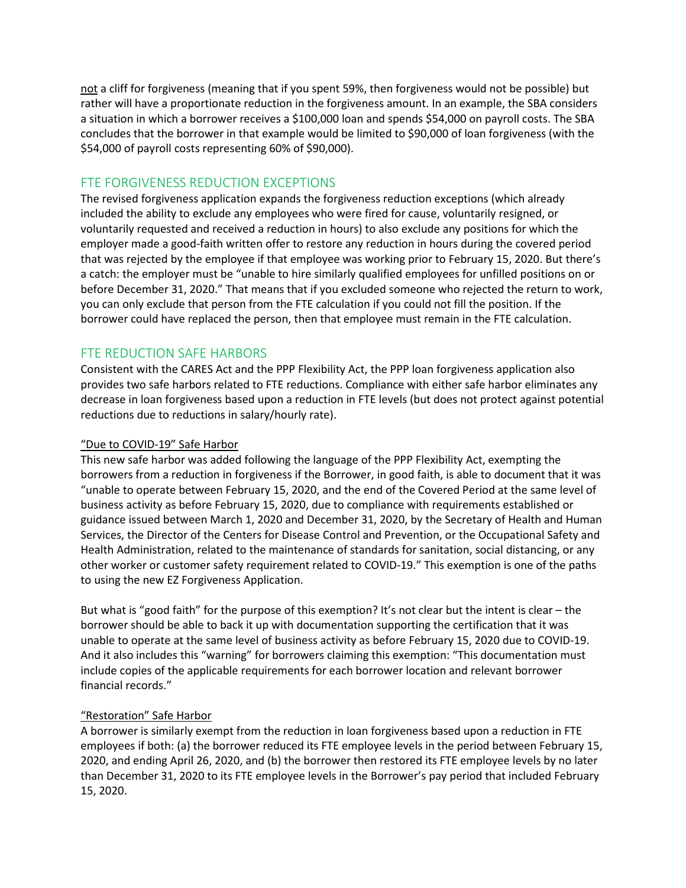<u>not</u> a cliff for forgiveness (meaning that if you spent 59%, then forgiveness would not be possible) but rather will have a proportionate reduction in the forgiveness amount. In an example, the SBA considers a situation in which a borrower receives a $100,000 loan and spends $54,000 on payroll costs. The SBA concludes that the borrower in that example would be limited to $90,000 of loan forgiveness (with the $54,000 of payroll costs representing 60% of $90,000).

## FTE FORGIVENESS REDUCTION EXCEPTIONS

The revised forgiveness application expands the forgiveness reduction exceptions (which already included the ability to exclude any employees who were fired for cause, voluntarily resigned, or voluntarily requested and received a reduction in hours) to also exclude any positions for which the employer made a good-faith written offer to restore any reduction in hours during the covered period that was rejected by the employee if that employee was working prior to February 15, 2020. But there's a catch: the employer must be "unable to hire similarly qualified employees for unfilled positions on or before December 31, 2020." That means that if you excluded someone who rejected the return to work, you can only exclude that person from the FTE calculation if you could not fill the position. If the borrower could have replaced the person, then that employee must remain in the FTE calculation.

## FTE REDUCTION SAFE HARBORS

Consistent with the CARES Act and the PPP Flexibility Act, the PPP loan forgiveness application also provides two safe harbors related to FTE reductions. Compliance with either safe harbor eliminates any decrease in loan forgiveness based upon a reduction in FTE levels (but does not protect against potential reductions due to reductions in salary/hourly rate).

### <u>"Due to COVID-19" Safe Harbor</u>

This new safe harbor was added following the language of the PPP Flexibility Act, exempting the borrowers from a reduction in forgiveness if the Borrower, in good faith, is able to document that it was "unable to operate between February 15, 2020, and the end of the Covered Period at the same level of business activity as before February 15, 2020, due to compliance with requirements established or guidance issued between March 1, 2020 and December 31, 2020, by the Secretary of Health and Human Services, the Director of the Centers for Disease Control and Prevention, or the Occupational Safety and Health Administration, related to the maintenance of standards for sanitation, social distancing, or any other worker or customer safety requirement related to COVID-19." This exemption is one of the paths to using the new EZ Forgiveness Application.

But what is "good faith" for the purpose of this exemption? It's not clear but the intent is clear – the borrower should be able to back it up with documentation supporting the certification that it was unable to operate at the same level of business activity as before February 15, 2020 due to COVID-19. And it also includes this "warning" for borrowers claiming this exemption: "This documentation must include copies of the applicable requirements for each borrower location and relevant borrower financial records."

### <u>"Restoration" Safe Harbor</u>

A borrower is similarly exempt from the reduction in loan forgiveness based upon a reduction in FTE employees if both: (a) the borrower reduced its FTE employee levels in the period between February 15, 2020, and ending April 26, 2020, and (b) the borrower then restored its FTE employee levels by no later than December 31, 2020 to its FTE employee levels in the Borrower's pay period that included February 15, 2020.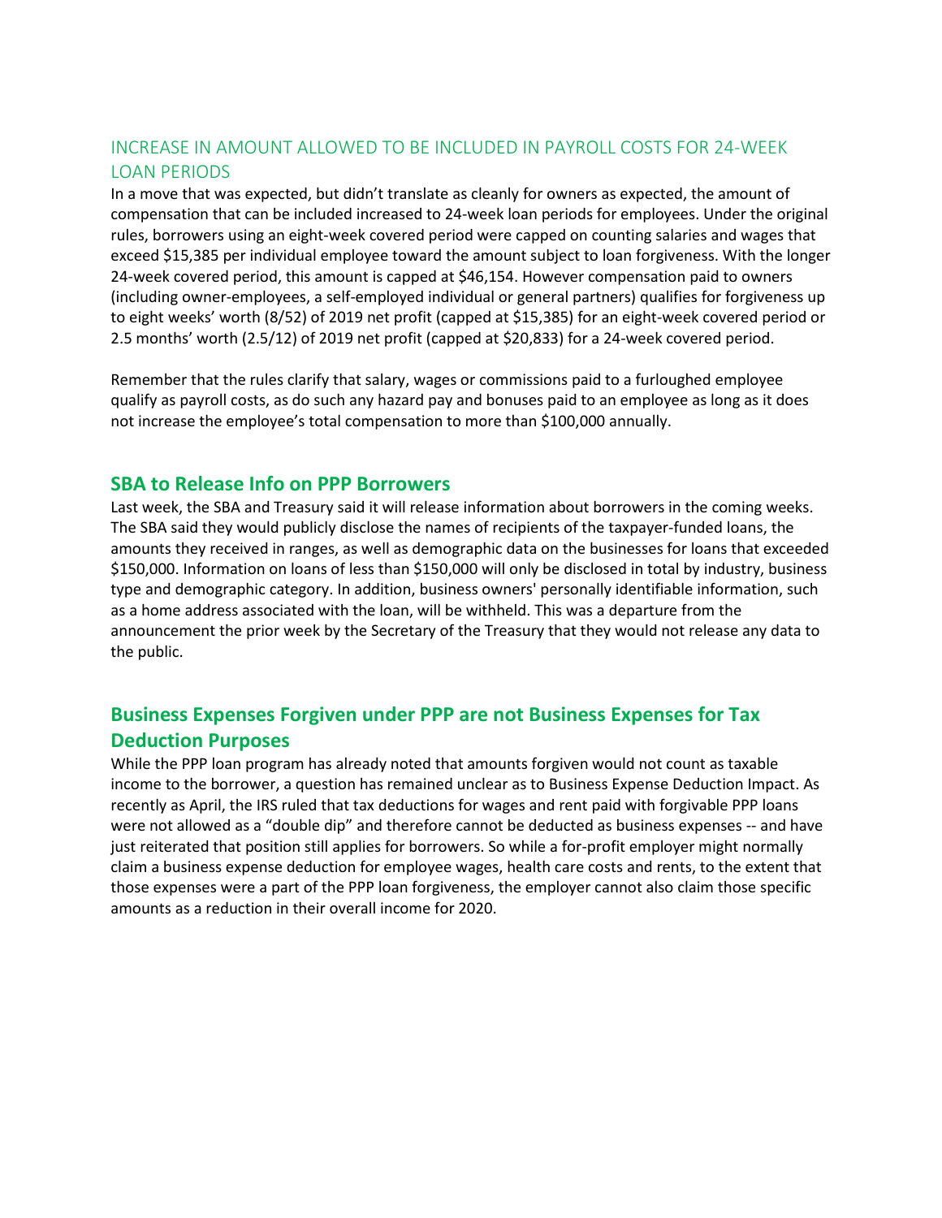## INCREASE IN AMOUNT ALLOWED TO BE INCLUDED IN PAYROLL COSTS FOR 24-WEEK LOAN PERIODS

In a move that was expected, but didn't translate as cleanly for owners as expected, the amount of compensation that can be included increased to 24-week loan periods for employees. Under the original rules, borrowers using an eight-week covered period were capped on counting salaries and wages that exceed $15,385 per individual employee toward the amount subject to loan forgiveness. With the longer 24-week covered period, this amount is capped at $46,154. However compensation paid to owners (including owner-employees, a self-employed individual or general partners) qualifies for forgiveness up to eight weeks' worth (8/52) of 2019 net profit (capped at $15,385) for an eight-week covered period or 2.5 months' worth (2.5/12) of 2019 net profit (capped at $20,833) for a 24-week covered period.

Remember that the rules clarify that salary, wages or commissions paid to a furloughed employee qualify as payroll costs, as do such any hazard pay and bonuses paid to an employee as long as it does not increase the employee's total compensation to more than $100,000 annually.

## SBA to Release Info on PPP Borrowers

Last week, the SBA and Treasury said it will release information about borrowers in the coming weeks. The SBA said they would publicly disclose the names of recipients of the taxpayer-funded loans, the amounts they received in ranges, as well as demographic data on the businesses for loans that exceeded $150,000. Information on loans of less than $150,000 will only be disclosed in total by industry, business type and demographic category. In addition, business owners' personally identifiable information, such as a home address associated with the loan, will be withheld. This was a departure from the announcement the prior week by the Secretary of the Treasury that they would not release any data to the public.

## Business Expenses Forgiven under PPP are not Business Expenses for Tax Deduction Purposes

While the PPP loan program has already noted that amounts forgiven would not count as taxable income to the borrower, a question has remained unclear as to Business Expense Deduction Impact. As recently as April, the IRS ruled that tax deductions for wages and rent paid with forgivable PPP loans were not allowed as a "double dip" and therefore cannot be deducted as business expenses -- and have just reiterated that position still applies for borrowers. So while a for-profit employer might normally claim a business expense deduction for employee wages, health care costs and rents, to the extent that those expenses were a part of the PPP loan forgiveness, the employer cannot also claim those specific amounts as a reduction in their overall income for 2020.